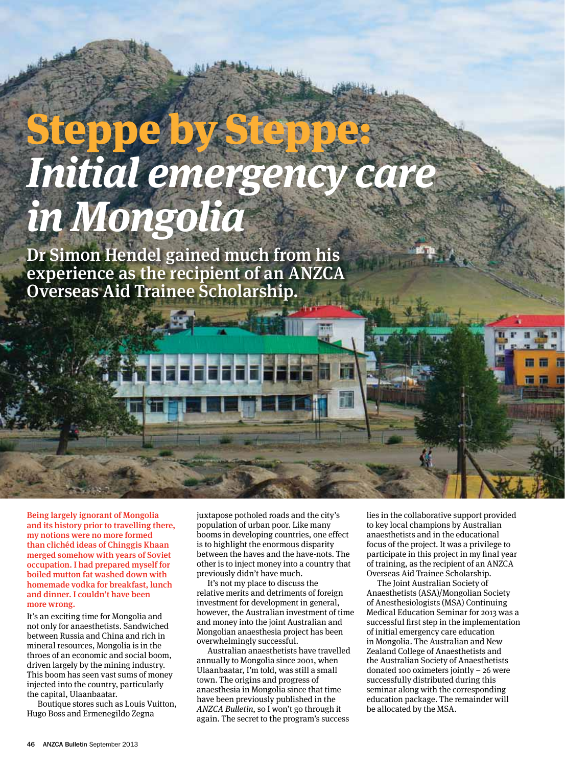# Steppe by Steppe: *Initial emergency care in Mongolia*

## Dr Simon Hendel gained much from his experience as the recipient of an ANZCA Overseas Aid Trainee Scholarship.

**Being largely ignorant of Mongolia and its history prior to travelling there, my notions were no more formed than clichéd ideas of Chinggis Khaan merged somehow with years of Soviet occupation. I had prepared myself for boiled mutton fat washed down with homemade vodka for breakfast, lunch and dinner. I couldn't have been more wrong.**

It's an exciting time for Mongolia and not only for anaesthetists. Sandwiched between Russia and China and rich in mineral resources, Mongolia is in the throes of an economic and social boom, driven largely by the mining industry. This boom has seen vast sums of money injected into the country, particularly the capital, Ulaanbaatar.

Boutique stores such as Louis Vuitton, Hugo Boss and Ermenegildo Zegna juxtapose potholed roads and the city's population of urban poor. Like many booms in developing countries, one effect is to highlight the enormous disparity between the haves and the have-nots. The other is to inject money into a country that previously didn't have much.

It's not my place to discuss the relative merits and detriments of foreign investment for development in general, however, the Australian investment of time and money into the joint Australian and Mongolian anaesthesia project has been overwhelmingly successful.

Australian anaesthetists have travelled annually to Mongolia since 2001, when Ulaanbaatar, I'm told, was still a small town. The origins and progress of anaesthesia in Mongolia since that time have been previously published in the *ANZCA Bulletin*, so I won't go through it again. The secret to the program's success lies in the collaborative support provided to key local champions by Australian anaesthetists and in the educational focus of the project. It was a privilege to participate in this project in my final year of training, as the recipient of an ANZCA Overseas Aid Trainee Scholarship.

The Joint Australian Society of Anaesthetists (ASA)/Mongolian Society of Anesthesiologists (MSA) Continuing Medical Education Seminar for 2013 was a successful first step in the implementation of initial emergency care education in Mongolia. The Australian and New Zealand College of Anaesthetists and the Australian Society of Anaesthetists donated 100 oximeters jointly – 26 were successfully distributed during this seminar along with the corresponding education package. The remainder will be allocated by the MSA.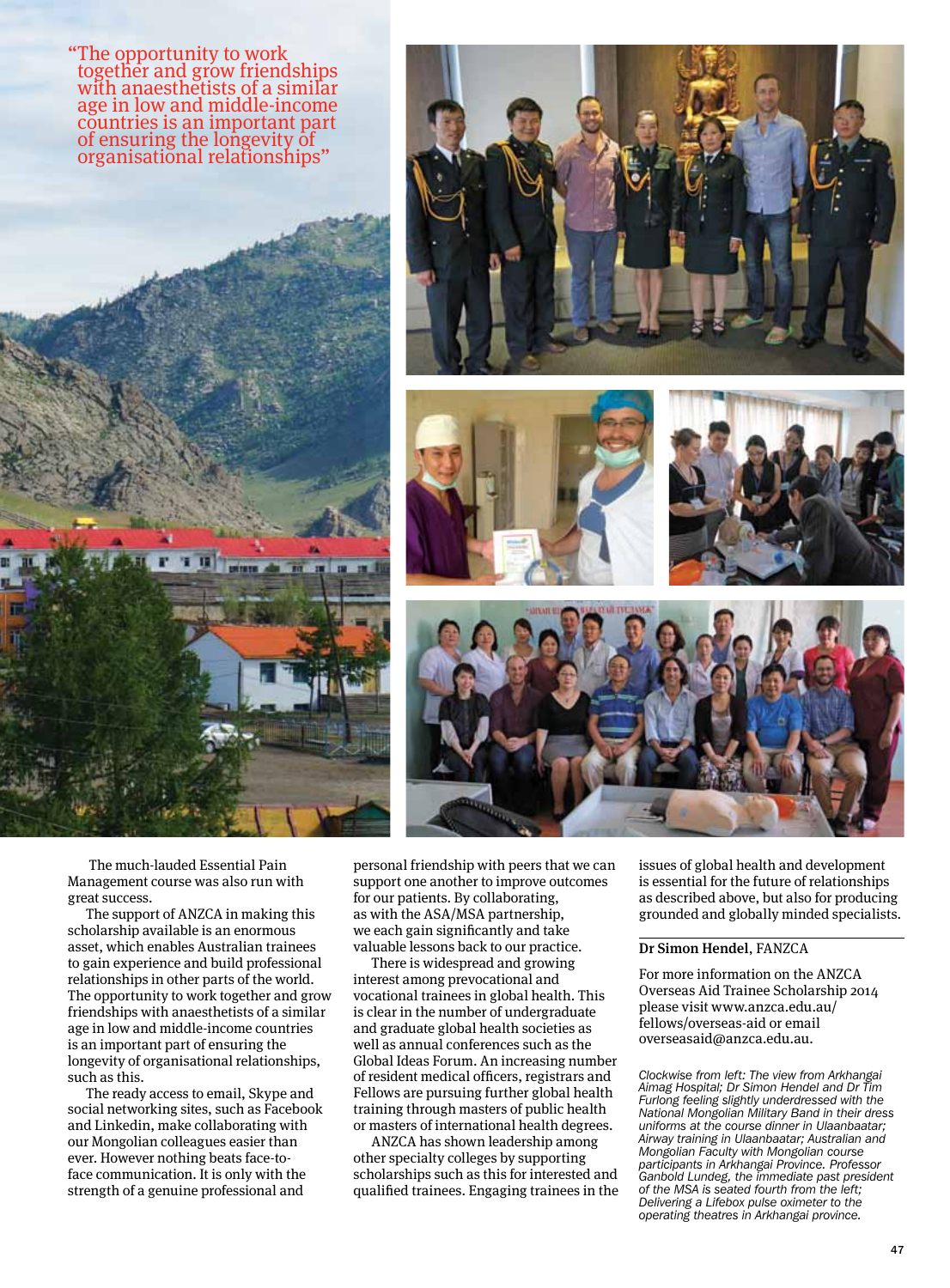"The opportunity to work together and grow friendships with anaesthetists of a similar age in low and middle-income countries is an important part of ensuring the longevity of organisational relationships"

The much-lauded Essential Pain Management course was also run with great success.

The support of ANZCA in making this scholarship available is an enormous asset, which enables Australian trainees to gain experience and build professional relationships in other parts of the world. The opportunity to work together and grow friendships with anaesthetists of a similar age in low and middle-income countries is an important part of ensuring the longevity of organisational relationships, such as this.

The ready access to email, Skype and social networking sites, such as Facebook and Linkedin, make collaborating with our Mongolian colleagues easier than ever. However nothing beats face-to-face communication. It is only with the strength of a genuine professional and personal friendship with peers that we can support one another to improve outcomes for our patients. By collaborating, as with the ASA/MSA partnership, we each gain significantly and take valuable lessons back to our practice.

There is widespread and growing interest among prevocational and vocational trainees in global health. This is clear in the number of undergraduate and graduate global health societies as well as annual conferences such as the Global Ideas Forum. An increasing number of resident medical officers, registrars and Fellows are pursuing further global health training through masters of public health or masters of international health degrees.

ANZCA has shown leadership among other specialty colleges by supporting scholarships such as this for interested and qualified trainees. Engaging trainees in the issues of global health and development is essential for the future of relationships as described above, but also for producing grounded and globally minded specialists.

**Dr Simon Hendel**, FANZCA

For more information on the ANZCA Overseas Aid Trainee Scholarship 2014 please visit www.anzca.edu.au/fellows/overseas-aid or email overseasaid@anzca.edu.au.

*Clockwise from left: The view from Arkhangai Aimag Hospital; Dr Simon Hendel and Dr Tim Furlong feeling slightly underdressed with the National Mongolian Military Band in their dress uniforms at the course dinner in Ulaanbaatar; Airway training in Ulaanbaatar; Australian and Mongolian Faculty with Mongolian course participants in Arkhangai Province. Professor Ganbold Lundeg, the immediate past president of the MSA is seated fourth from the left; Delivering a Lifebox pulse oximeter to the operating theatres in Arkhangai province.*